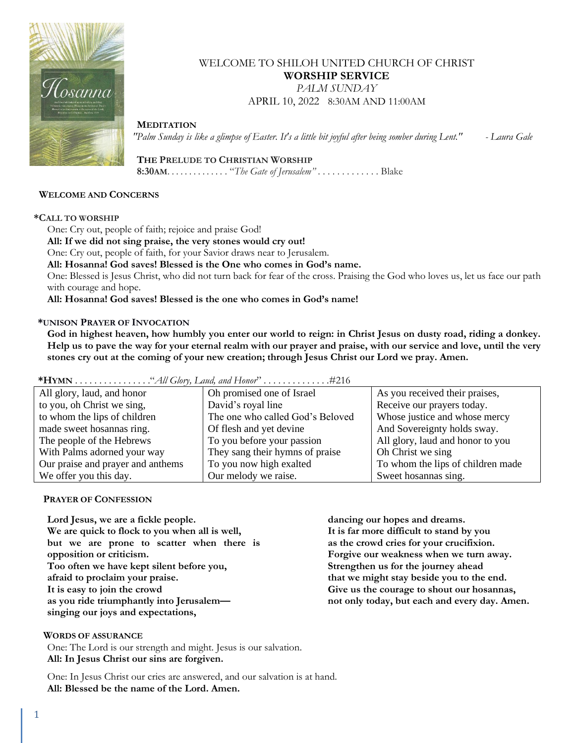WELCOME TO SHILOH UNITED CHURCH OF CHRIST

**WORSHIP SERVICE**

*PALM SUNDAY*

APRIL 10, 2022   8:30AM AND 11:00AM

**MEDITATION**

*"Palm Sunday is like a glimpse of Easter. It's a little bit joyful after being somber during Lent."* - Laura Gale

**THE PRELUDE TO CHRISTIAN WORSHIP**

**8:30AM**. . . . . . . . . . . . . "*The Gate of Jerusalem*" . . . . . . . . . . . . . Blake

**WELCOME AND CONCERNS**

**\*CALL TO WORSHIP**

One: Cry out, people of faith; rejoice and praise God!

**All: If we did not sing praise, the very stones would cry out!**

One: Cry out, people of faith, for your Savior draws near to Jerusalem.

**All: Hosanna! God saves! Blessed is the One who comes in God's name.**

One: Blessed is Jesus Christ, who did not turn back for fear of the cross. Praising the God who loves us, let us face our path with courage and hope.

**All: Hosanna! God saves! Blessed is the one who comes in God's name!**

**\*UNISON PRAYER OF INVOCATION**

**God in highest heaven, how humbly you enter our world to reign: in Christ Jesus on dusty road, riding a donkey. Help us to pave the way for your eternal realm with our prayer and praise, with our service and love, until the very stones cry out at the coming of your new creation; through Jesus Christ our Lord we pray. Amen.**

**\*HYMN** . . . . . . . . . . . . . . . ."*All Glory, Laud, and Honor*" . . . . . . . . . . . . . .#216

| | | |
|---|---|---|
| All glory, laud, and honor<br>to you, oh Christ we sing,<br>to whom the lips of children<br>made sweet hosannas ring.<br>The people of the Hebrews<br>With Palms adorned your way<br>Our praise and prayer and anthems<br>We offer you this day. | Oh promised one of Israel<br>David's royal line<br>The one who called God's Beloved<br>Of flesh and yet devine<br>To you before your passion<br>They sang their hymns of praise<br>To you now high exalted<br>Our melody we raise. | As you received their praises,<br>Receive our prayers today.<br>Whose justice and whose mercy<br>And Sovereignty holds sway.<br>All glory, laud and honor to you<br>Oh Christ we sing<br>To whom the lips of children made<br>Sweet hosannas sing. |

**PRAYER OF CONFESSION**

**Lord Jesus, we are a fickle people.**
**We are quick to flock to you when all is well,**
**but we are prone to scatter when there is opposition or criticism.**
**Too often we have kept silent before you,**
**afraid to proclaim your praise.**
**It is easy to join the crowd**
**as you ride triumphantly into Jerusalem—**
**singing our joys and expectations,**
**dancing our hopes and dreams.**
**It is far more difficult to stand by you**
**as the crowd cries for your crucifixion.**
**Forgive our weakness when we turn away.**
**Strengthen us for the journey ahead**
**that we might stay beside you to the end.**
**Give us the courage to shout our hosannas,**
**not only today, but each and every day. Amen.**

**WORDS OF ASSURANCE**

One: The Lord is our strength and might. Jesus is our salvation.

**All: In Jesus Christ our sins are forgiven.**

One: In Jesus Christ our cries are answered, and our salvation is at hand.

**All: Blessed be the name of the Lord. Amen.**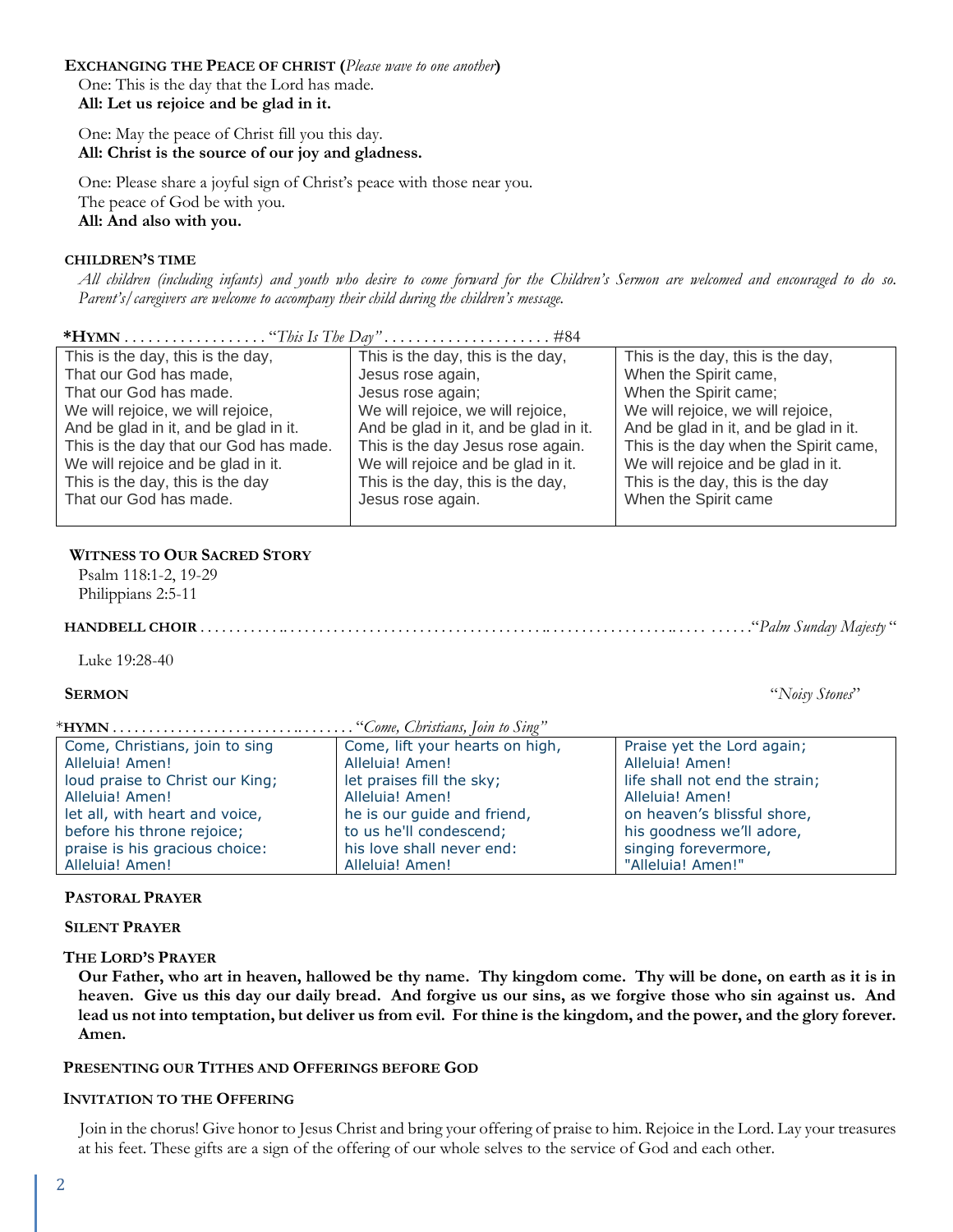**EXCHANGING THE PEACE OF CHRIST (***Please wave to one another***)**

One: This is the day that the Lord has made.
**All: Let us rejoice and be glad in it.**

One: May the peace of Christ fill you this day.
**All: Christ is the source of our joy and gladness.**

One: Please share a joyful sign of Christ's peace with those near you.
The peace of God be with you.
**All: And also with you.**

**CHILDREN'S TIME**

*All children (including infants) and youth who desire to come forward for the Children's Sermon are welcomed and encouraged to do so. Parent's/caregivers are welcome to accompany their child during the children's message.*

**\*HYMN** . . . . . . . . . . . . . . . . . . "*This Is The Day"* . . . . . . . . . . . . . . . . . . . . . #84

| | | |
|---|---|---|
| This is the day, this is the day,<br>That our God has made,<br>That our God has made.<br>We will rejoice, we will rejoice,<br>And be glad in it, and be glad in it.<br>This is the day that our God has made.<br>We will rejoice and be glad in it.<br>This is the day, this is the day<br>That our God has made. | This is the day, this is the day,<br>Jesus rose again,<br>Jesus rose again;<br>We will rejoice, we will rejoice,<br>And be glad in it, and be glad in it.<br>This is the day Jesus rose again.<br>We will rejoice and be glad in it.<br>This is the day, this is the day,<br>Jesus rose again. | This is the day, this is the day,<br>When the Spirit came,<br>When the Spirit came;<br>We will rejoice, we will rejoice,<br>And be glad in it, and be glad in it.<br>This is the day when the Spirit came,<br>We will rejoice and be glad in it.<br>This is the day, this is the day<br>When the Spirit came |

**WITNESS TO OUR SACRED STORY**

Psalm 118:1-2, 19-29
Philippians 2:5-11

**HANDBELL CHOIR** . . . . . . . . . . . . . . . . . . . . . . . . . . . . . . . . . . . . . . . . . . . . . . . . . . . . . . . . . . . . . . . . . . . . "*Palm Sunday Majesty* "

Luke 19:28-40

**SERMON** "*Noisy Stones*"

\***HYMN** . . . . . . . . . . . . . . . . . . . . . . . . . . . . . . . . . . "*Come, Christians, Join to Sing"*

| | | |
|---|---|---|
| Come, Christians, join to sing<br>Alleluia! Amen!<br>loud praise to Christ our King;<br>Alleluia! Amen!<br>let all, with heart and voice,<br>before his throne rejoice;<br>praise is his gracious choice:<br>Alleluia! Amen! | Come, lift your hearts on high,<br>Alleluia! Amen!<br>let praises fill the sky;<br>Alleluia! Amen!<br>he is our guide and friend,<br>to us he'll condescend;<br>his love shall never end:<br>Alleluia! Amen! | Praise yet the Lord again;<br>Alleluia! Amen!<br>life shall not end the strain;<br>Alleluia! Amen!<br>on heaven's blissful shore,<br>his goodness we'll adore,<br>singing forevermore,<br>"Alleluia! Amen!" |

**PASTORAL PRAYER**

**SILENT PRAYER**

**THE LORD'S PRAYER**

**Our Father, who art in heaven, hallowed be thy name. Thy kingdom come. Thy will be done, on earth as it is in heaven. Give us this day our daily bread. And forgive us our sins, as we forgive those who sin against us. And lead us not into temptation, but deliver us from evil. For thine is the kingdom, and the power, and the glory forever. Amen.**

**PRESENTING OUR TITHES AND OFFERINGS BEFORE GOD**

**INVITATION TO THE OFFERING**

Join in the chorus! Give honor to Jesus Christ and bring your offering of praise to him. Rejoice in the Lord. Lay your treasures at his feet. These gifts are a sign of the offering of our whole selves to the service of God and each other.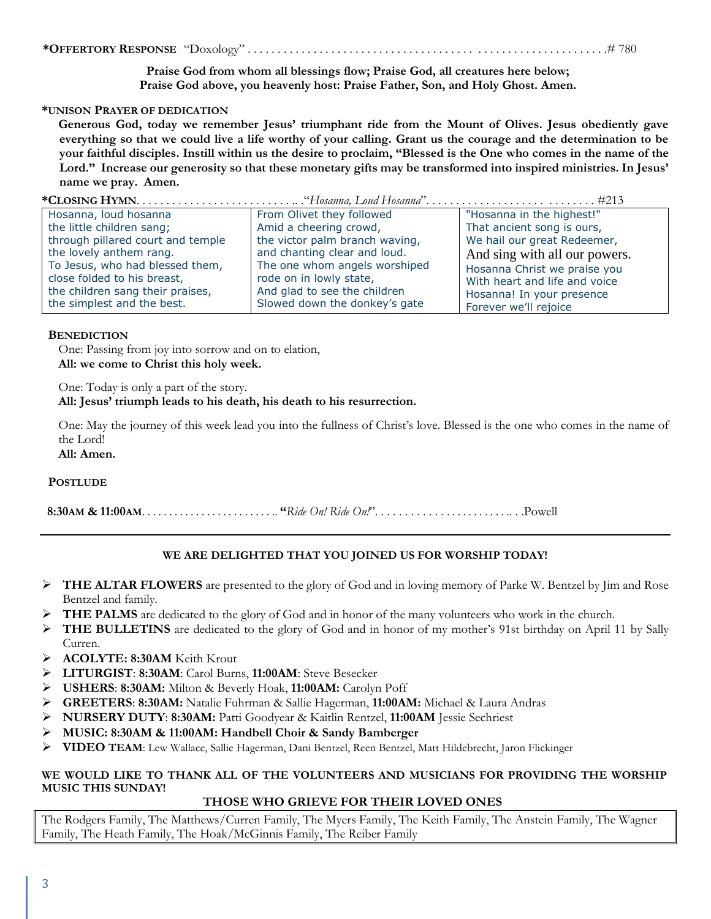**\*OFFERTORY RESPONSE** "Doxology" . . . . . . . . . . . . . . . . . . . . . . . . . . . . . . . . . . . . . . . . . . . . . . . . . . . . . . . . . . . .# 780

**Praise God from whom all blessings flow; Praise God, all creatures here below; Praise God above, you heavenly host: Praise Father, Son, and Holy Ghost. Amen.**

**\*UNISON PRAYER OF DEDICATION**

**Generous God, today we remember Jesus' triumphant ride from the Mount of Olives. Jesus obediently gave everything so that we could live a life worthy of your calling. Grant us the courage and the determination to be your faithful disciples. Instill within us the desire to proclaim, "Blessed is the One who comes in the name of the Lord." Increase our generosity so that these monetary gifts may be transformed into inspired ministries. In Jesus' name we pray. Amen.**

**\*CLOSING HYMN**. . . . . . . . . . . . . . . . . . . . . . . . . .. ."*Hosanna, Loud Hosanna*". . . . . . . . . . . . . . . . . . . . . . . . . . . . . . . #213

| | | |
|---|---|---|
| Hosanna, loud hosanna<br>the little children sang;<br>through pillared court and temple<br>the lovely anthem rang.<br>To Jesus, who had blessed them,<br>close folded to his breast,<br>the children sang their praises,<br>the simplest and the best. | From Olivet they followed<br>Amid a cheering crowd,<br>the victor palm branch waving,<br>and chanting clear and loud.<br>The one whom angels worshiped<br>rode on in lowly state,<br>And glad to see the children<br>Slowed down the donkey's gate | "Hosanna in the highest!"<br>That ancient song is ours,<br>We hail our great Redeemer,<br>And sing with all our powers.<br>Hosanna Christ we praise you<br>With heart and life and voice<br>Hosanna! In your presence<br>Forever we'll rejoice |

**BENEDICTION**

One: Passing from joy into sorrow and on to elation,
**All: we come to Christ this holy week.**

One: Today is only a part of the story.
**All: Jesus' triumph leads to his death, his death to his resurrection.**

One: May the journey of this week lead you into the fullness of Christ's love. Blessed is the one who comes in the name of the Lord!
**All: Amen.**

**POSTLUDE**

**8:30AM & 11:00AM**. . . . . . . . . . . . . . . . . . . . . . . . . **"***Ride On! Ride On!*". . . . . . . . . . . . . . . . . . . . . . . . . . . .Powell

---

**WE ARE DELIGHTED THAT YOU JOINED US FOR WORSHIP TODAY!**

- **THE ALTAR FLOWERS** are presented to the glory of God and in loving memory of Parke W. Bentzel by Jim and Rose Bentzel and family.
- **THE PALMS** are dedicated to the glory of God and in honor of the many volunteers who work in the church.
- **THE BULLETINS** are dedicated to the glory of God and in honor of my mother's 91st birthday on April 11 by Sally Curren.
- **ACOLYTE: 8:30AM** Keith Krout
- **LITURGIST**: **8:30AM**: Carol Burns, **11:00AM**: Steve Besecker
- **USHERS**: **8:30AM:** Milton & Beverly Hoak, **11:00AM:** Carolyn Poff
- **GREETERS**: **8:30AM:** Natalie Fuhrman & Sallie Hagerman, **11:00AM:** Michael & Laura Andras
- **NURSERY DUTY**: **8:30AM:** Patti Goodyear & Kaitlin Rentzel, **11:00AM** Jessie Sechriest
- **MUSIC: 8:30AM & 11:00AM: Handbell Choir & Sandy Bamberger**
- **VIDEO TEAM**: Lew Wallace, Sallie Hagerman, Dani Bentzel, Reen Bentzel, Matt Hildebrecht, Jaron Flickinger

**WE WOULD LIKE TO THANK ALL OF THE VOLUNTEERS AND MUSICIANS FOR PROVIDING THE WORSHIP MUSIC THIS SUNDAY!**

**THOSE WHO GRIEVE FOR THEIR LOVED ONES**

The Rodgers Family, The Matthews/Curren Family, The Myers Family, The Keith Family, The Anstein Family, The Wagner Family, The Heath Family, The Hoak/McGinnis Family, The Reiber Family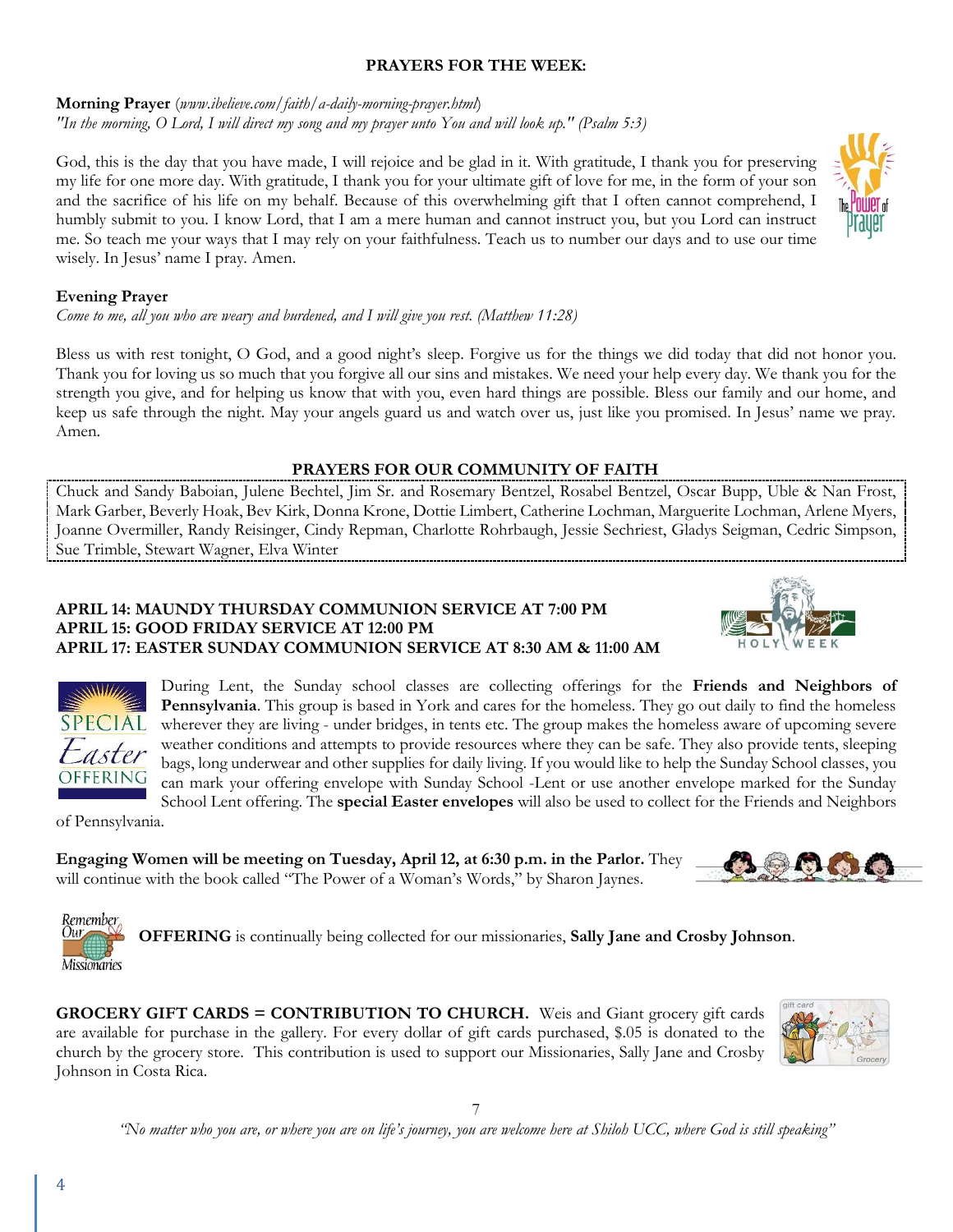## PRAYERS FOR THE WEEK:

**Morning Prayer** (*www.ibelieve.com/faith/a-daily-morning-prayer.html*)
*"In the morning, O Lord, I will direct my song and my prayer unto You and will look up." (Psalm 5:3)*

God, this is the day that you have made, I will rejoice and be glad in it. With gratitude, I thank you for preserving my life for one more day. With gratitude, I thank you for your ultimate gift of love for me, in the form of your son and the sacrifice of his life on my behalf. Because of this overwhelming gift that I often cannot comprehend, I humbly submit to you. I know Lord, that I am a mere human and cannot instruct you, but you Lord can instruct me. So teach me your ways that I may rely on your faithfulness. Teach us to number our days and to use our time wisely. In Jesus' name I pray. Amen.

**Evening Prayer**
*Come to me, all you who are weary and burdened, and I will give you rest. (Matthew 11:28)*

Bless us with rest tonight, O God, and a good night's sleep. Forgive us for the things we did today that did not honor you. Thank you for loving us so much that you forgive all our sins and mistakes. We need your help every day. We thank you for the strength you give, and for helping us know that with you, even hard things are possible. Bless our family and our home, and keep us safe through the night. May your angels guard us and watch over us, just like you promised. In Jesus' name we pray. Amen.

## PRAYERS FOR OUR COMMUNITY OF FAITH

Chuck and Sandy Baboian, Julene Bechtel, Jim Sr. and Rosemary Bentzel, Rosabel Bentzel, Oscar Bupp, Uble & Nan Frost, Mark Garber, Beverly Hoak, Bev Kirk, Donna Krone, Dottie Limbert, Catherine Lochman, Marguerite Lochman, Arlene Myers, Joanne Overmiller, Randy Reisinger, Cindy Repman, Charlotte Rohrbaugh, Jessie Sechriest, Gladys Seigman, Cedric Simpson, Sue Trimble, Stewart Wagner, Elva Winter

**APRIL 14: MAUNDY THURSDAY COMMUNION SERVICE AT 7:00 PM**
**APRIL 15: GOOD FRIDAY SERVICE AT 12:00 PM**
**APRIL 17: EASTER SUNDAY COMMUNION SERVICE AT 8:30 AM & 11:00 AM**

During Lent, the Sunday school classes are collecting offerings for the **Friends and Neighbors of Pennsylvania**. This group is based in York and cares for the homeless. They go out daily to find the homeless wherever they are living - under bridges, in tents etc. The group makes the homeless aware of upcoming severe weather conditions and attempts to provide resources where they can be safe. They also provide tents, sleeping bags, long underwear and other supplies for daily living. If you would like to help the Sunday School classes, you can mark your offering envelope with Sunday School -Lent or use another envelope marked for the Sunday School Lent offering. The **special Easter envelopes** will also be used to collect for the Friends and Neighbors of Pennsylvania.

**Engaging Women will be meeting on Tuesday, April 12, at 6:30 p.m. in the Parlor.** They will continue with the book called "The Power of a Woman's Words," by Sharon Jaynes.

**OFFERING** is continually being collected for our missionaries, **Sally Jane and Crosby Johnson**.

**GROCERY GIFT CARDS = CONTRIBUTION TO CHURCH.** Weis and Giant grocery gift cards are available for purchase in the gallery. For every dollar of gift cards purchased, $.05 is donated to the church by the grocery store. This contribution is used to support our Missionaries, Sally Jane and Crosby Johnson in Costa Rica.

*"No matter who you are, or where you are on life's journey, you are welcome here at Shiloh UCC, where God is still speaking"*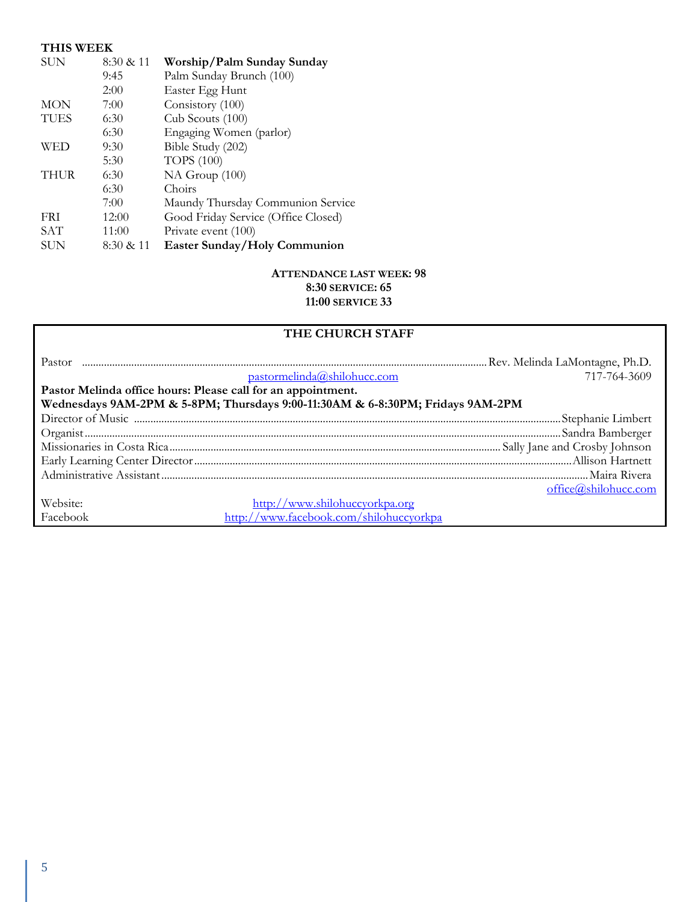**THIS WEEK**

| | | |
|---|---|---|
| SUN | 8:30 & 11 | **Worship/Palm Sunday Sunday** |
| | 9:45 | Palm Sunday Brunch (100) |
| | 2:00 | Easter Egg Hunt |
| MON | 7:00 | Consistory (100) |
| TUES | 6:30 | Cub Scouts (100) |
| | 6:30 | Engaging Women (parlor) |
| WED | 9:30 | Bible Study (202) |
| | 5:30 | TOPS (100) |
| THUR | 6:30 | NA Group (100) |
| | 6:30 | Choirs |
| | 7:00 | Maundy Thursday Communion Service |
| FRI | 12:00 | Good Friday Service (Office Closed) |
| SAT | 11:00 | Private event (100) |
| SUN | 8:30 & 11 | **Easter Sunday/Holy Communion** |

**ATTENDANCE LAST WEEK: 98**
**8:30 SERVICE: 65**
**11:00 SERVICE 33**

**THE CHURCH STAFF**

Pastor ........................................ Rev. Melinda LaMontagne, Ph.D.
pastormelinda@shilohucc.com 717-764-3609

**Pastor Melinda office hours: Please call for an appointment.**
**Wednesdays 9AM-2PM & 5-8PM; Thursdays 9:00-11:30AM & 6-8:30PM; Fridays 9AM-2PM**

Director of Music ........................................ Stephanie Limbert
Organist ........................................ Sandra Bamberger
Missionaries in Costa Rica ........................................ Sally Jane and Crosby Johnson
Early Learning Center Director ........................................ Allison Hartnett
Administrative Assistant ........................................ Maira Rivera
office@shilohucc.com

Website: http://www.shilohuccyorkpa.org
Facebook http://www.facebook.com/shilohuccyorkpa